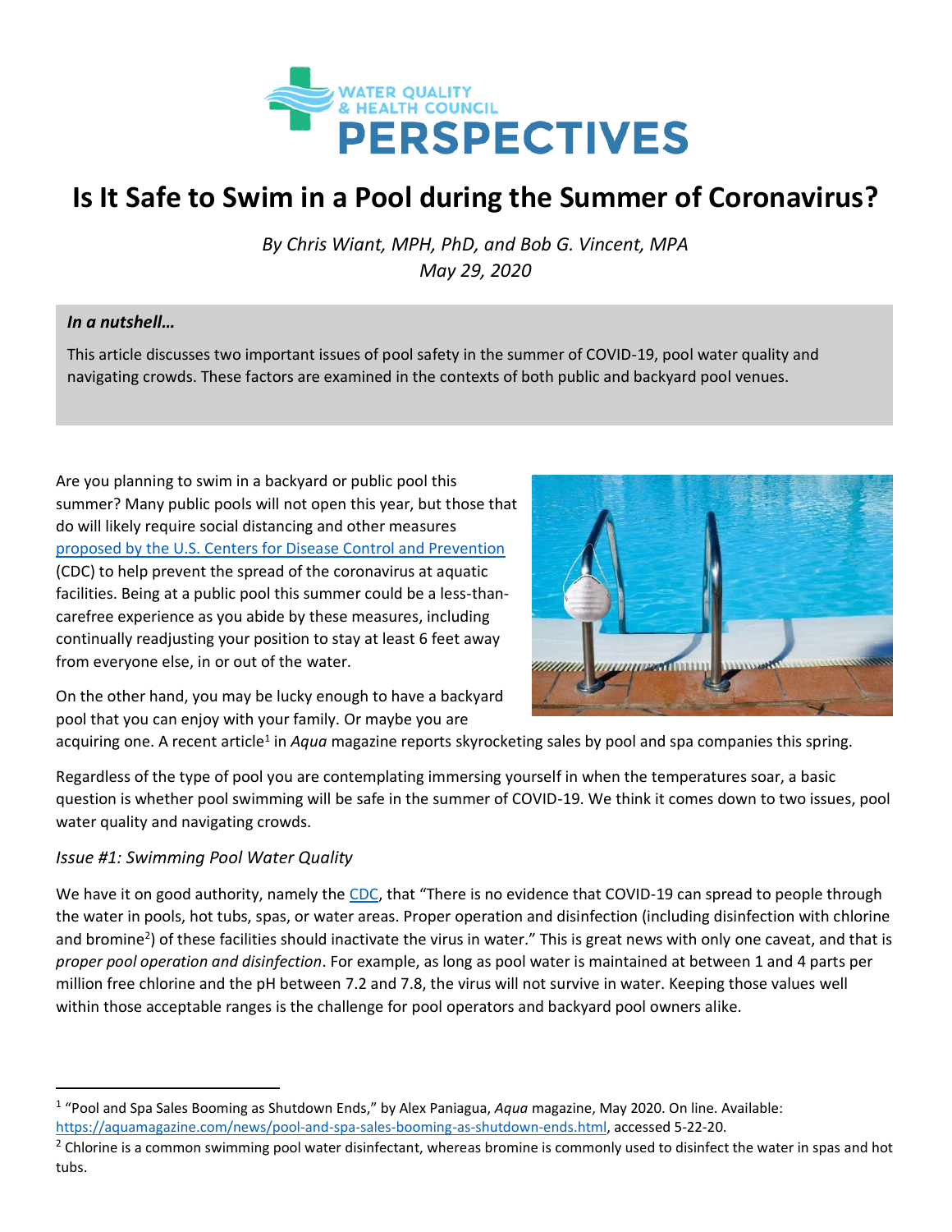WATER QUALITY & HEALTH COUNCIL

PERSPECTIVES

# Is It Safe to Swim in a Pool during the Summer of Coronavirus?

*By Chris Wiant, MPH, PhD, and Bob G. Vincent, MPA*
*May 29, 2020*

***In a nutshell…***

This article discusses two important issues of pool safety in the summer of COVID-19, pool water quality and navigating crowds. These factors are examined in the contexts of both public and backyard pool venues.

Are you planning to swim in a backyard or public pool this summer? Many public pools will not open this year, but those that do will likely require social distancing and other measures proposed by the U.S. Centers for Disease Control and Prevention (CDC) to help prevent the spread of the coronavirus at aquatic facilities. Being at a public pool this summer could be a less-than-carefree experience as you abide by these measures, including continually readjusting your position to stay at least 6 feet away from everyone else, in or out of the water.

On the other hand, you may be lucky enough to have a backyard pool that you can enjoy with your family. Or maybe you are acquiring one. A recent article[1] in *Aqua* magazine reports skyrocketing sales by pool and spa companies this spring.

Regardless of the type of pool you are contemplating immersing yourself in when the temperatures soar, a basic question is whether pool swimming will be safe in the summer of COVID-19. We think it comes down to two issues, pool water quality and navigating crowds.

*Issue #1: Swimming Pool Water Quality*

We have it on good authority, namely the CDC, that "There is no evidence that COVID-19 can spread to people through the water in pools, hot tubs, spas, or water areas. Proper operation and disinfection (including disinfection with chlorine and bromine[2]) of these facilities should inactivate the virus in water." This is great news with only one caveat, and that is *proper pool operation and disinfection*. For example, as long as pool water is maintained at between 1 and 4 parts per million free chlorine and the pH between 7.2 and 7.8, the virus will not survive in water. Keeping those values well within those acceptable ranges is the challenge for pool operators and backyard pool owners alike.

---

[1] "Pool and Spa Sales Booming as Shutdown Ends," by Alex Paniagua, *Aqua* magazine, May 2020. On line. Available: https://aquamagazine.com/news/pool-and-spa-sales-booming-as-shutdown-ends.html, accessed 5-22-20.

[2] Chlorine is a common swimming pool water disinfectant, whereas bromine is commonly used to disinfect the water in spas and hot tubs.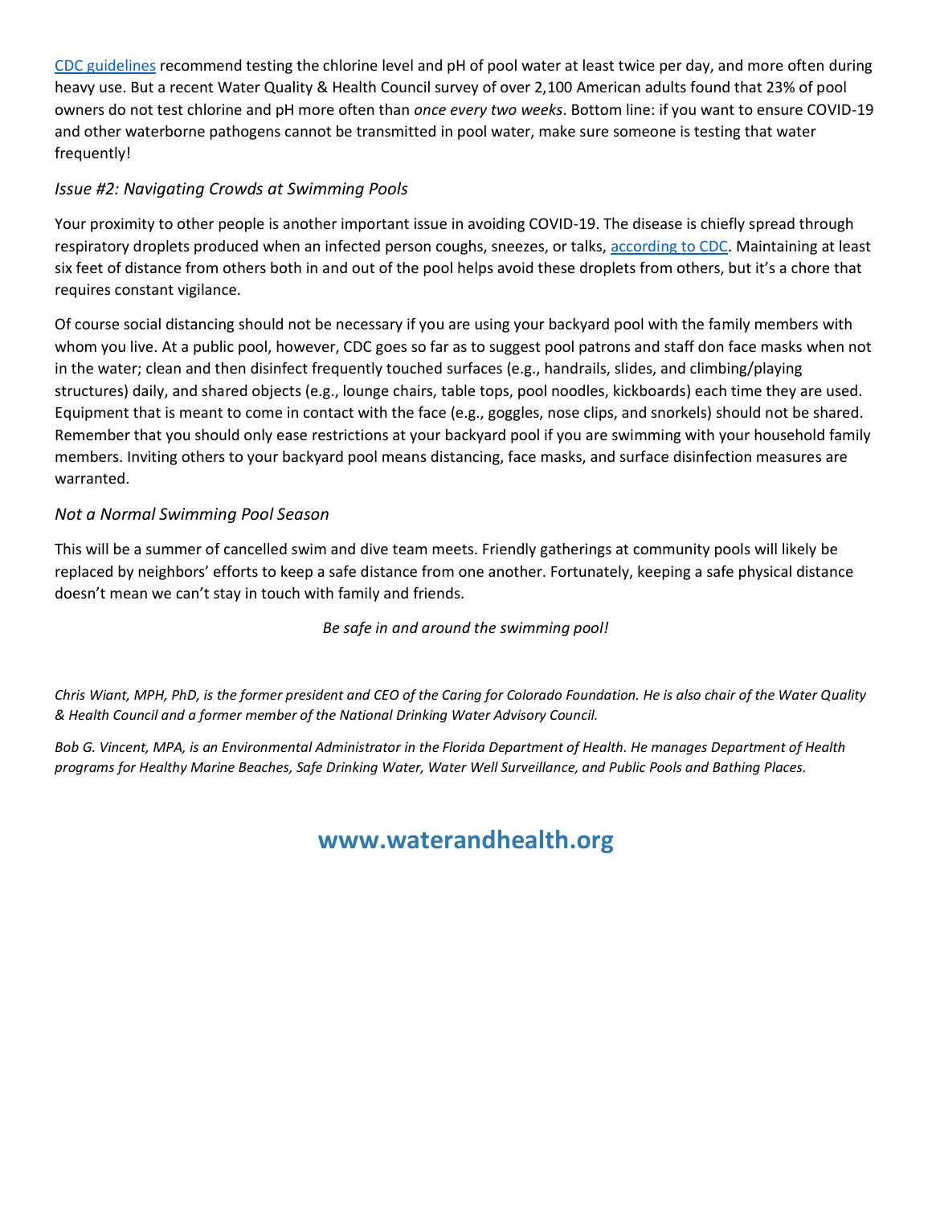[CDC guidelines] recommend testing the chlorine level and pH of pool water at least twice per day, and more often during heavy use. But a recent Water Quality & Health Council survey of over 2,100 American adults found that 23% of pool owners do not test chlorine and pH more often than *once every two weeks*. Bottom line: if you want to ensure COVID-19 and other waterborne pathogens cannot be transmitted in pool water, make sure someone is testing that water frequently!

### *Issue #2: Navigating Crowds at Swimming Pools*

Your proximity to other people is another important issue in avoiding COVID-19. The disease is chiefly spread through respiratory droplets produced when an infected person coughs, sneezes, or talks, [according to CDC]. Maintaining at least six feet of distance from others both in and out of the pool helps avoid these droplets from others, but it's a chore that requires constant vigilance.

Of course social distancing should not be necessary if you are using your backyard pool with the family members with whom you live. At a public pool, however, CDC goes so far as to suggest pool patrons and staff don face masks when not in the water; clean and then disinfect frequently touched surfaces (e.g., handrails, slides, and climbing/playing structures) daily, and shared objects (e.g., lounge chairs, table tops, pool noodles, kickboards) each time they are used. Equipment that is meant to come in contact with the face (e.g., goggles, nose clips, and snorkels) should not be shared. Remember that you should only ease restrictions at your backyard pool if you are swimming with your household family members. Inviting others to your backyard pool means distancing, face masks, and surface disinfection measures are warranted.

### *Not a Normal Swimming Pool Season*

This will be a summer of cancelled swim and dive team meets. Friendly gatherings at community pools will likely be replaced by neighbors' efforts to keep a safe distance from one another. Fortunately, keeping a safe physical distance doesn't mean we can't stay in touch with family and friends.

*Be safe in and around the swimming pool!*

*Chris Wiant, MPH, PhD, is the former president and CEO of the Caring for Colorado Foundation. He is also chair of the Water Quality & Health Council and a former member of the National Drinking Water Advisory Council.*

*Bob G. Vincent, MPA, is an Environmental Administrator in the Florida Department of Health. He manages Department of Health programs for Healthy Marine Beaches, Safe Drinking Water, Water Well Surveillance, and Public Pools and Bathing Places.*

## **www.waterandhealth.org**